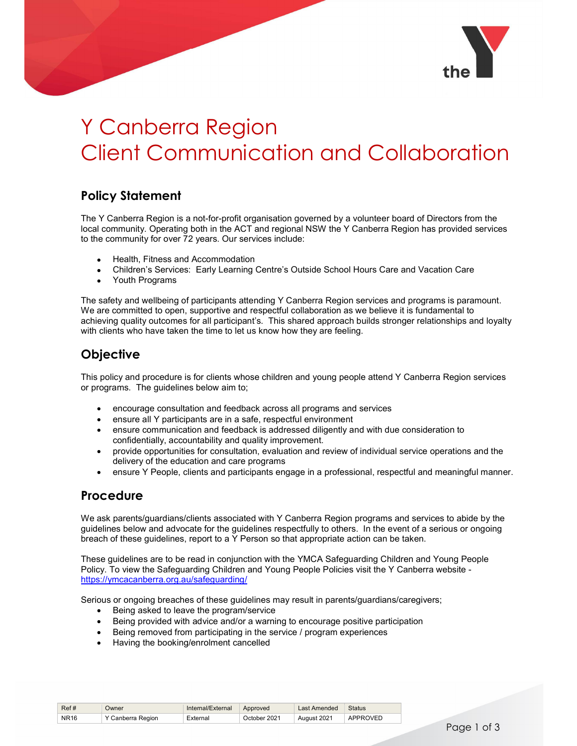# Y Canberra Region
# Client Communication and Collaboration

## Policy Statement

The Y Canberra Region is a not-for-profit organisation governed by a volunteer board of Directors from the local community. Operating both in the ACT and regional NSW the Y Canberra Region has provided services to the community for over 72 years. Our services include:

- Health, Fitness and Accommodation
- Children's Services: Early Learning Centre's Outside School Hours Care and Vacation Care
- Youth Programs

The safety and wellbeing of participants attending Y Canberra Region services and programs is paramount. We are committed to open, supportive and respectful collaboration as we believe it is fundamental to achieving quality outcomes for all participant's. This shared approach builds stronger relationships and loyalty with clients who have taken the time to let us know how they are feeling.

## Objective

This policy and procedure is for clients whose children and young people attend Y Canberra Region services or programs. The guidelines below aim to;

- encourage consultation and feedback across all programs and services
- ensure all Y participants are in a safe, respectful environment
- ensure communication and feedback is addressed diligently and with due consideration to confidentially, accountability and quality improvement.
- provide opportunities for consultation, evaluation and review of individual service operations and the delivery of the education and care programs
- ensure Y People, clients and participants engage in a professional, respectful and meaningful manner.

## Procedure

We ask parents/guardians/clients associated with Y Canberra Region programs and services to abide by the guidelines below and advocate for the guidelines respectfully to others. In the event of a serious or ongoing breach of these guidelines, report to a Y Person so that appropriate action can be taken.

These guidelines are to be read in conjunction with the YMCA Safeguarding Children and Young People Policy. To view the Safeguarding Children and Young People Policies visit the Y Canberra website - https://ymcacanberra.org.au/safeguarding/

Serious or ongoing breaches of these guidelines may result in parents/guardians/caregivers;

- Being asked to leave the program/service
- Being provided with advice and/or a warning to encourage positive participation
- Being removed from participating in the service / program experiences
- Having the booking/enrolment cancelled

| Ref # | Owner | Internal/External | Approved | Last Amended | Status |
|---|---|---|---|---|---|
| NR16 | Y Canberra Region | External | October 2021 | August 2021 | APPROVED |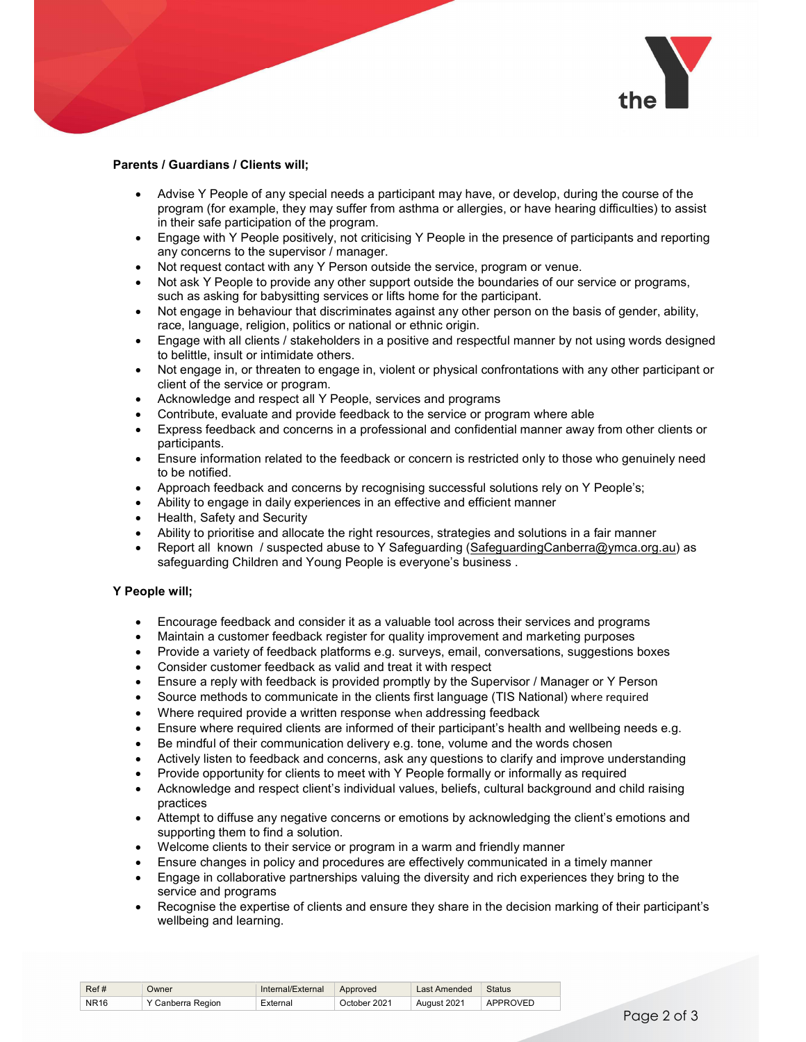**Parents / Guardians / Clients will;**

- Advise Y People of any special needs a participant may have, or develop, during the course of the program (for example, they may suffer from asthma or allergies, or have hearing difficulties) to assist in their safe participation of the program.
- Engage with Y People positively, not criticising Y People in the presence of participants and reporting any concerns to the supervisor / manager.
- Not request contact with any Y Person outside the service, program or venue.
- Not ask Y People to provide any other support outside the boundaries of our service or programs, such as asking for babysitting services or lifts home for the participant.
- Not engage in behaviour that discriminates against any other person on the basis of gender, ability, race, language, religion, politics or national or ethnic origin.
- Engage with all clients / stakeholders in a positive and respectful manner by not using words designed to belittle, insult or intimidate others.
- Not engage in, or threaten to engage in, violent or physical confrontations with any other participant or client of the service or program.
- Acknowledge and respect all Y People, services and programs
- Contribute, evaluate and provide feedback to the service or program where able
- Express feedback and concerns in a professional and confidential manner away from other clients or participants.
- Ensure information related to the feedback or concern is restricted only to those who genuinely need to be notified.
- Approach feedback and concerns by recognising successful solutions rely on Y People's;
- Ability to engage in daily experiences in an effective and efficient manner
- Health, Safety and Security
- Ability to prioritise and allocate the right resources, strategies and solutions in a fair manner
- Report all known / suspected abuse to Y Safeguarding (SafeguardingCanberra@ymca.org.au) as safeguarding Children and Young People is everyone's business .

**Y People will;**

- Encourage feedback and consider it as a valuable tool across their services and programs
- Maintain a customer feedback register for quality improvement and marketing purposes
- Provide a variety of feedback platforms e.g. surveys, email, conversations, suggestions boxes
- Consider customer feedback as valid and treat it with respect
- Ensure a reply with feedback is provided promptly by the Supervisor / Manager or Y Person
- Source methods to communicate in the clients first language (TIS National) where required
- Where required provide a written response when addressing feedback
- Ensure where required clients are informed of their participant's health and wellbeing needs e.g.
- Be mindful of their communication delivery e.g. tone, volume and the words chosen
- Actively listen to feedback and concerns, ask any questions to clarify and improve understanding
- Provide opportunity for clients to meet with Y People formally or informally as required
- Acknowledge and respect client's individual values, beliefs, cultural background and child raising practices
- Attempt to diffuse any negative concerns or emotions by acknowledging the client's emotions and supporting them to find a solution.
- Welcome clients to their service or program in a warm and friendly manner
- Ensure changes in policy and procedures are effectively communicated in a timely manner
- Engage in collaborative partnerships valuing the diversity and rich experiences they bring to the service and programs
- Recognise the expertise of clients and ensure they share in the decision marking of their participant's wellbeing and learning.

| Ref # | Owner | Internal/External | Approved | Last Amended | Status |
| --- | --- | --- | --- | --- | --- |
| NR16 | Y Canberra Region | External | October 2021 | August 2021 | APPROVED |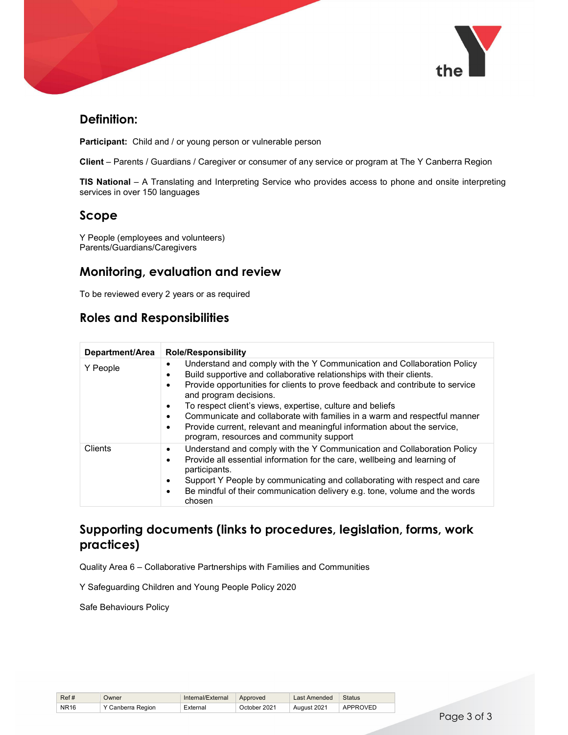## Definition:

**Participant:** Child and / or young person or vulnerable person

**Client** – Parents / Guardians / Caregiver or consumer of any service or program at The Y Canberra Region

**TIS National** – A Translating and Interpreting Service who provides access to phone and onsite interpreting services in over 150 languages

## Scope

Y People (employees and volunteers)
Parents/Guardians/Caregivers

## Monitoring, evaluation and review

To be reviewed every 2 years or as required

## Roles and Responsibilities

| Department/Area | Role/Responsibility |
|---|---|
| Y People | • Understand and comply with the Y Communication and Collaboration Policy<br>• Build supportive and collaborative relationships with their clients.<br>• Provide opportunities for clients to prove feedback and contribute to service and program decisions.<br>• To respect client's views, expertise, culture and beliefs<br>• Communicate and collaborate with families in a warm and respectful manner<br>• Provide current, relevant and meaningful information about the service, program, resources and community support |
| Clients | • Understand and comply with the Y Communication and Collaboration Policy<br>• Provide all essential information for the care, wellbeing and learning of participants.<br>• Support Y People by communicating and collaborating with respect and care<br>• Be mindful of their communication delivery e.g. tone, volume and the words chosen |

## Supporting documents (links to procedures, legislation, forms, work practices)

Quality Area 6 – Collaborative Partnerships with Families and Communities

Y Safeguarding Children and Young People Policy 2020

Safe Behaviours Policy

| Ref # | Owner | Internal/External | Approved | Last Amended | Status |
|---|---|---|---|---|---|
| NR16 | Y Canberra Region | External | October 2021 | August 2021 | APPROVED |